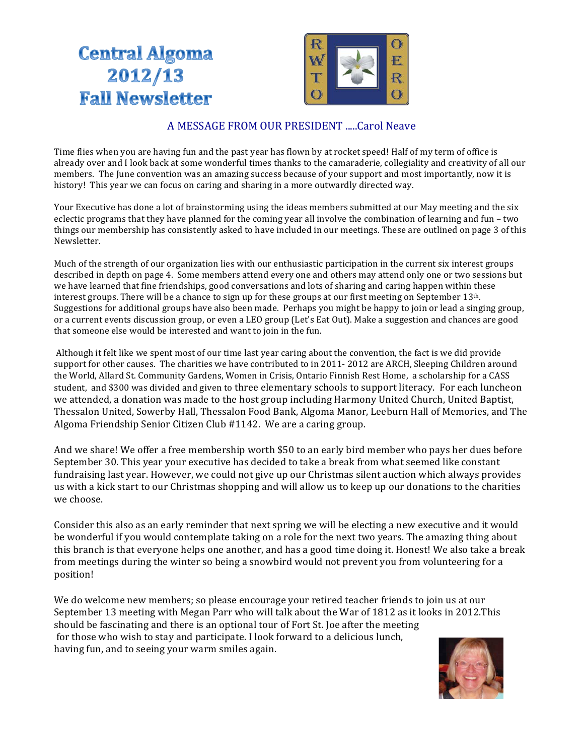# Central Algoma 2012/13 Fall Newsletter

## A MESSAGE FROM OUR PRESIDENT .....Carol Neave

Time flies when you are having fun and the past year has flown by at rocket speed! Half of my term of office is already over and I look back at some wonderful times thanks to the camaraderie, collegiality and creativity of all our members. The June convention was an amazing success because of your support and most importantly, now it is history! This year we can focus on caring and sharing in a more outwardly directed way.

Your Executive has done a lot of brainstorming using the ideas members submitted at our May meeting and the six eclectic programs that they have planned for the coming year all involve the combination of learning and fun – two things our membership has consistently asked to have included in our meetings. These are outlined on page 3 of this Newsletter.

Much of the strength of our organization lies with our enthusiastic participation in the current six interest groups described in depth on page 4. Some members attend every one and others may attend only one or two sessions but we have learned that fine friendships, good conversations and lots of sharing and caring happen within these interest groups. There will be a chance to sign up for these groups at our first meeting on September 13th. Suggestions for additional groups have also been made. Perhaps you might be happy to join or lead a singing group, or a current events discussion group, or even a LEO group (Let's Eat Out). Make a suggestion and chances are good that someone else would be interested and want to join in the fun.

Although it felt like we spent most of our time last year caring about the convention, the fact is we did provide support for other causes. The charities we have contributed to in 2011- 2012 are ARCH, Sleeping Children around the World, Allard St. Community Gardens, Women in Crisis, Ontario Finnish Rest Home, a scholarship for a CASS student, and $300 was divided and given to three elementary schools to support literacy. For each luncheon we attended, a donation was made to the host group including Harmony United Church, United Baptist, Thessalon United, Sowerby Hall, Thessalon Food Bank, Algoma Manor, Leeburn Hall of Memories, and The Algoma Friendship Senior Citizen Club #1142. We are a caring group.

And we share! We offer a free membership worth $50 to an early bird member who pays her dues before September 30. This year your executive has decided to take a break from what seemed like constant fundraising last year. However, we could not give up our Christmas silent auction which always provides us with a kick start to our Christmas shopping and will allow us to keep up our donations to the charities we choose.

Consider this also as an early reminder that next spring we will be electing a new executive and it would be wonderful if you would contemplate taking on a role for the next two years. The amazing thing about this branch is that everyone helps one another, and has a good time doing it. Honest! We also take a break from meetings during the winter so being a snowbird would not prevent you from volunteering for a position!

We do welcome new members; so please encourage your retired teacher friends to join us at our September 13 meeting with Megan Parr who will talk about the War of 1812 as it looks in 2012.This should be fascinating and there is an optional tour of Fort St. Joe after the meeting for those who wish to stay and participate. I look forward to a delicious lunch, having fun, and to seeing your warm smiles again.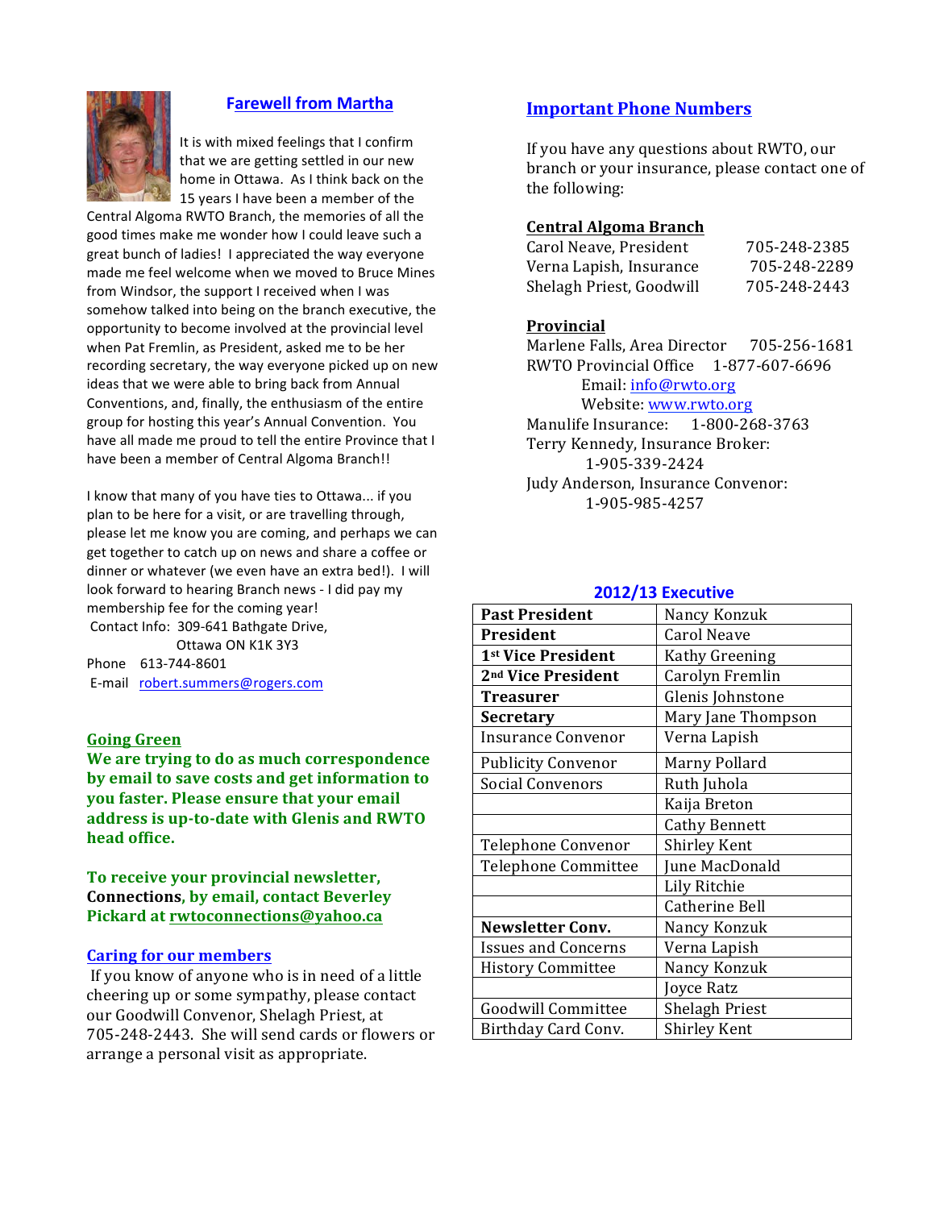## Farewell from Martha

It is with mixed feelings that I confirm that we are getting settled in our new home in Ottawa. As I think back on the 15 years I have been a member of the Central Algoma RWTO Branch, the memories of all the good times make me wonder how I could leave such a great bunch of ladies! I appreciated the way everyone made me feel welcome when we moved to Bruce Mines from Windsor, the support I received when I was somehow talked into being on the branch executive, the opportunity to become involved at the provincial level when Pat Fremlin, as President, asked me to be her recording secretary, the way everyone picked up on new ideas that we were able to bring back from Annual Conventions, and, finally, the enthusiasm of the entire group for hosting this year's Annual Convention. You have all made me proud to tell the entire Province that I have been a member of Central Algoma Branch!!

I know that many of you have ties to Ottawa... if you plan to be here for a visit, or are travelling through, please let me know you are coming, and perhaps we can get together to catch up on news and share a coffee or dinner or whatever (we even have an extra bed!). I will look forward to hearing Branch news - I did pay my membership fee for the coming year!

Contact Info: 309-641 Bathgate Drive,
Ottawa ON K1K 3Y3

Phone 613-744-8601

E-mail robert.summers@rogers.com

## Going Green

**We are trying to do as much correspondence by email to save costs and get information to you faster. Please ensure that your email address is up-to-date with Glenis and RWTO head office.**

**To receive your provincial newsletter, Connections, by email, contact Beverley Pickard at rwtoconnections@yahoo.ca**

## Caring for our members

If you know of anyone who is in need of a little cheering up or some sympathy, please contact our Goodwill Convenor, Shelagh Priest, at 705-248-2443. She will send cards or flowers or arrange a personal visit as appropriate.

## Important Phone Numbers

If you have any questions about RWTO, our branch or your insurance, please contact one of the following:

**Central Algoma Branch**

Carol Neave, President 705-248-2385
Verna Lapish, Insurance 705-248-2289
Shelagh Priest, Goodwill 705-248-2443

**Provincial**

Marlene Falls, Area Director 705-256-1681
RWTO Provincial Office 1-877-607-6696
Email: info@rwto.org
Website: www.rwto.org
Manulife Insurance: 1-800-268-3763
Terry Kennedy, Insurance Broker: 1-905-339-2424
Judy Anderson, Insurance Convenor: 1-905-985-4257

### 2012/13 Executive

| | |
|---|---|
| **Past President** | Nancy Konzuk |
| **President** | Carol Neave |
| **1st Vice President** | Kathy Greening |
| **2nd Vice President** | Carolyn Fremlin |
| **Treasurer** | Glenis Johnstone |
| **Secretary** | Mary Jane Thompson |
| Insurance Convenor | Verna Lapish |
| Publicity Convenor | Marny Pollard |
| Social Convenors | Ruth Juhola |
| | Kaija Breton |
| | Cathy Bennett |
| Telephone Convenor | Shirley Kent |
| Telephone Committee | June MacDonald |
| | Lily Ritchie |
| | Catherine Bell |
| **Newsletter Conv.** | Nancy Konzuk |
| Issues and Concerns | Verna Lapish |
| History Committee | Nancy Konzuk |
| | Joyce Ratz |
| Goodwill Committee | Shelagh Priest |
| Birthday Card Conv. | Shirley Kent |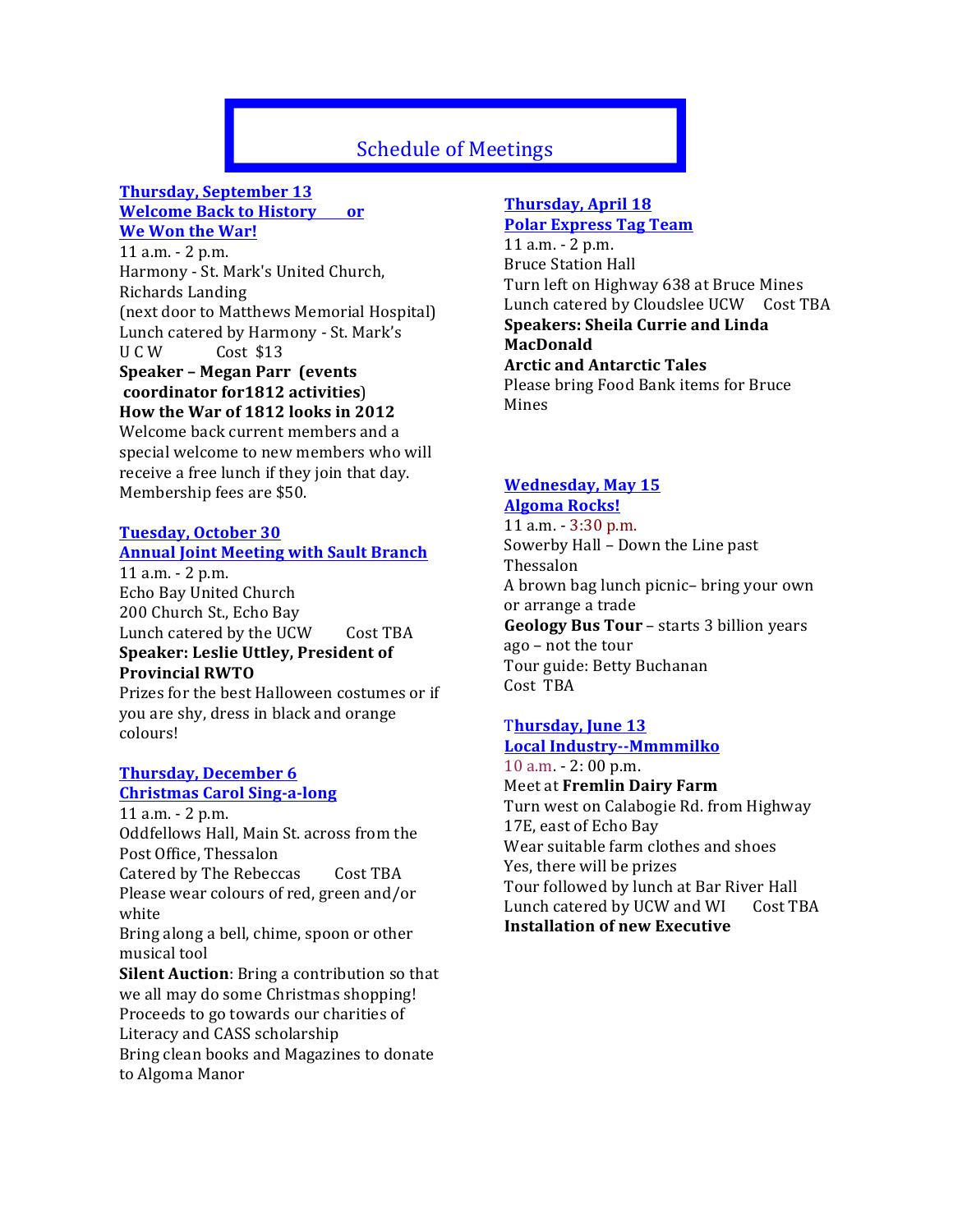# Schedule of Meetings

**Thursday, September 13**
**Welcome Back to History or**
**We Won the War!**
11 a.m. - 2 p.m.
Harmony - St. Mark's United Church, Richards Landing
(next door to Matthews Memorial Hospital)
Lunch catered by Harmony - St. Mark's U C W Cost $13
**Speaker – Megan Parr (events coordinator for1812 activities)**
**How the War of 1812 looks in 2012**
Welcome back current members and a special welcome to new members who will receive a free lunch if they join that day.
Membership fees are $50.

**Tuesday, October 30**
**Annual Joint Meeting with Sault Branch**
11 a.m. - 2 p.m.
Echo Bay United Church
200 Church St., Echo Bay
Lunch catered by the UCW Cost TBA
**Speaker: Leslie Uttley, President of Provincial RWTO**
Prizes for the best Halloween costumes or if you are shy, dress in black and orange colours!

**Thursday, December 6**
**Christmas Carol Sing-a-long**
11 a.m. - 2 p.m.
Oddfellows Hall, Main St. across from the Post Office, Thessalon
Catered by The Rebeccas Cost TBA
Please wear colours of red, green and/or white
Bring along a bell, chime, spoon or other musical tool
**Silent Auction**: Bring a contribution so that we all may do some Christmas shopping!
Proceeds to go towards our charities of Literacy and CASS scholarship
Bring clean books and Magazines to donate to Algoma Manor

**Thursday, April 18**
**Polar Express Tag Team**
11 a.m. - 2 p.m.
Bruce Station Hall
Turn left on Highway 638 at Bruce Mines
Lunch catered by Cloudslee UCW Cost TBA
**Speakers: Sheila Currie and Linda MacDonald**
**Arctic and Antarctic Tales**
Please bring Food Bank items for Bruce Mines

**Wednesday, May 15**
**Algoma Rocks!**
11 a.m. - 3:30 p.m.
Sowerby Hall – Down the Line past Thessalon
A brown bag lunch picnic– bring your own or arrange a trade
**Geology Bus Tour** – starts 3 billion years ago – not the tour
Tour guide: Betty Buchanan
Cost TBA

**Thursday, June 13**
**Local Industry--Mmmmilko**
10 a.m. - 2: 00 p.m.
Meet at **Fremlin Dairy Farm**
Turn west on Calabogie Rd. from Highway 17E, east of Echo Bay
Wear suitable farm clothes and shoes
Yes, there will be prizes
Tour followed by lunch at Bar River Hall
Lunch catered by UCW and WI Cost TBA
**Installation of new Executive**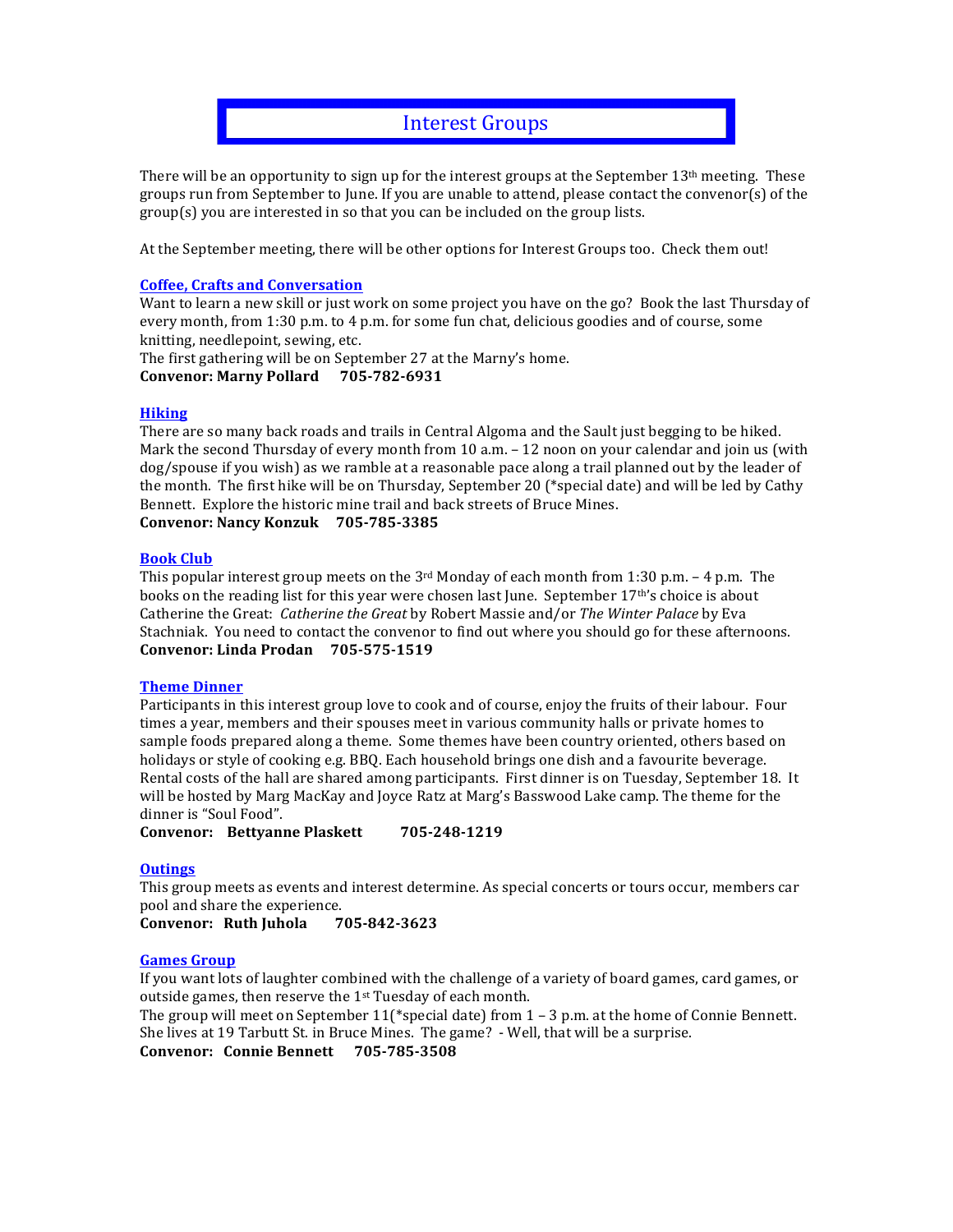# Interest Groups

There will be an opportunity to sign up for the interest groups at the September 13th meeting. These groups run from September to June. If you are unable to attend, please contact the convenor(s) of the group(s) you are interested in so that you can be included on the group lists.

At the September meeting, there will be other options for Interest Groups too. Check them out!

### Coffee, Crafts and Conversation

Want to learn a new skill or just work on some project you have on the go? Book the last Thursday of every month, from 1:30 p.m. to 4 p.m. for some fun chat, delicious goodies and of course, some knitting, needlepoint, sewing, etc.
The first gathering will be on September 27 at the Marny's home.
**Convenor: Marny Pollard 705-782-6931**

### Hiking

There are so many back roads and trails in Central Algoma and the Sault just begging to be hiked. Mark the second Thursday of every month from 10 a.m. – 12 noon on your calendar and join us (with dog/spouse if you wish) as we ramble at a reasonable pace along a trail planned out by the leader of the month. The first hike will be on Thursday, September 20 (*special date) and will be led by Cathy Bennett. Explore the historic mine trail and back streets of Bruce Mines.
**Convenor: Nancy Konzuk 705-785-3385**

### Book Club

This popular interest group meets on the 3rd Monday of each month from 1:30 p.m. – 4 p.m. The books on the reading list for this year were chosen last June. September 17th's choice is about Catherine the Great: *Catherine the Great* by Robert Massie and/or *The Winter Palace* by Eva Stachniak. You need to contact the convenor to find out where you should go for these afternoons.
**Convenor: Linda Prodan 705-575-1519**

### Theme Dinner

Participants in this interest group love to cook and of course, enjoy the fruits of their labour. Four times a year, members and their spouses meet in various community halls or private homes to sample foods prepared along a theme. Some themes have been country oriented, others based on holidays or style of cooking e.g. BBQ. Each household brings one dish and a favourite beverage. Rental costs of the hall are shared among participants. First dinner is on Tuesday, September 18. It will be hosted by Marg MacKay and Joyce Ratz at Marg's Basswood Lake camp. The theme for the dinner is "Soul Food".
**Convenor: Bettyanne Plaskett 705-248-1219**

### Outings

This group meets as events and interest determine. As special concerts or tours occur, members car pool and share the experience.
**Convenor: Ruth Juhola 705-842-3623**

### Games Group

If you want lots of laughter combined with the challenge of a variety of board games, card games, or outside games, then reserve the 1st Tuesday of each month.
The group will meet on September 11(*special date) from 1 – 3 p.m. at the home of Connie Bennett. She lives at 19 Tarbutt St. in Bruce Mines. The game? - Well, that will be a surprise.
**Convenor: Connie Bennett 705-785-3508**